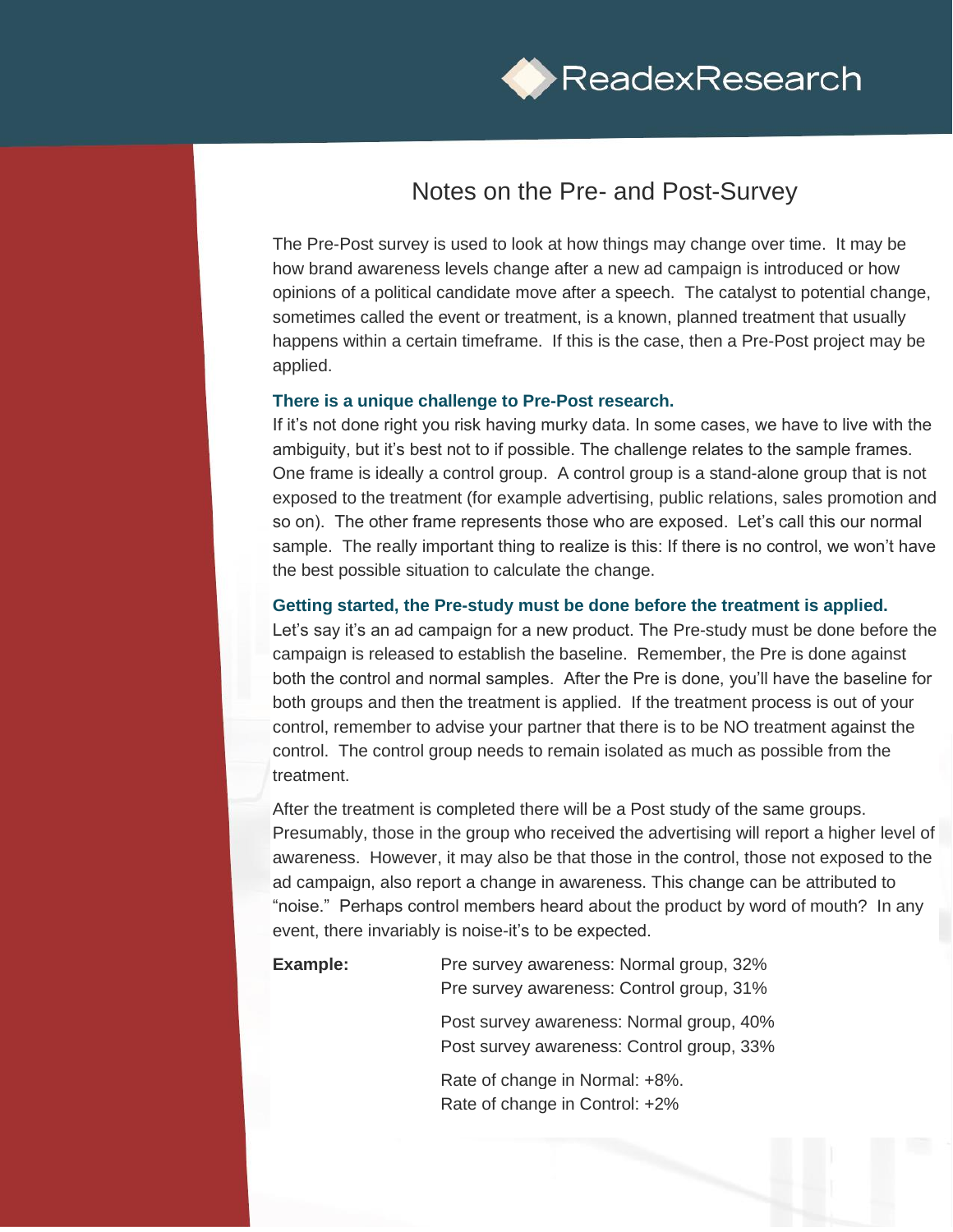# Notes on the Pre- and Post-Survey

The Pre-Post survey is used to look at how things may change over time. It may be how brand awareness levels change after a new ad campaign is introduced or how opinions of a political candidate move after a speech. The catalyst to potential change, sometimes called the event or treatment, is a known, planned treatment that usually happens within a certain timeframe. If this is the case, then a Pre-Post project may be applied.

**There is a unique challenge to Pre-Post research.**

If it's not done right you risk having murky data. In some cases, we have to live with the ambiguity, but it's best not to if possible. The challenge relates to the sample frames. One frame is ideally a control group. A control group is a stand-alone group that is not exposed to the treatment (for example advertising, public relations, sales promotion and so on). The other frame represents those who are exposed. Let's call this our normal sample. The really important thing to realize is this: If there is no control, we won't have the best possible situation to calculate the change.

**Getting started, the Pre-study must be done before the treatment is applied.**

Let's say it's an ad campaign for a new product. The Pre-study must be done before the campaign is released to establish the baseline. Remember, the Pre is done against both the control and normal samples. After the Pre is done, you'll have the baseline for both groups and then the treatment is applied. If the treatment process is out of your control, remember to advise your partner that there is to be NO treatment against the control. The control group needs to remain isolated as much as possible from the treatment.

After the treatment is completed there will be a Post study of the same groups. Presumably, those in the group who received the advertising will report a higher level of awareness. However, it may also be that those in the control, those not exposed to the ad campaign, also report a change in awareness. This change can be attributed to "noise." Perhaps control members heard about the product by word of mouth? In any event, there invariably is noise-it's to be expected.

**Example:**

Pre survey awareness: Normal group, 32%
Pre survey awareness: Control group, 31%

Post survey awareness: Normal group, 40%
Post survey awareness: Control group, 33%

Rate of change in Normal: +8%.
Rate of change in Control: +2%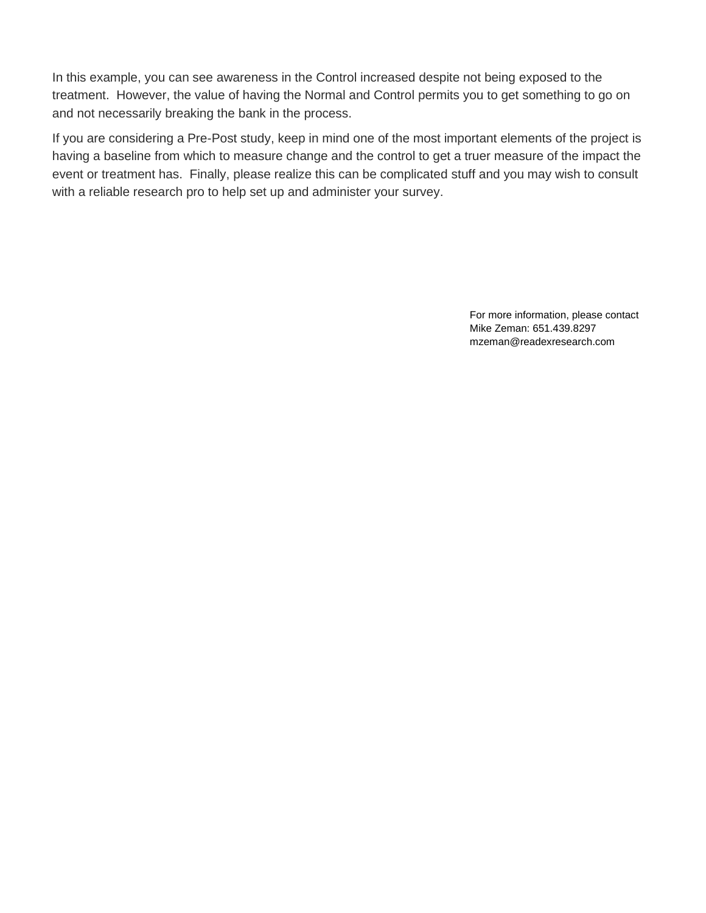In this example, you can see awareness in the Control increased despite not being exposed to the treatment. However, the value of having the Normal and Control permits you to get something to go on and not necessarily breaking the bank in the process.

If you are considering a Pre-Post study, keep in mind one of the most important elements of the project is having a baseline from which to measure change and the control to get a truer measure of the impact the event or treatment has. Finally, please realize this can be complicated stuff and you may wish to consult with a reliable research pro to help set up and administer your survey.

For more information, please contact
Mike Zeman: 651.439.8297
mzeman@readexresearch.com